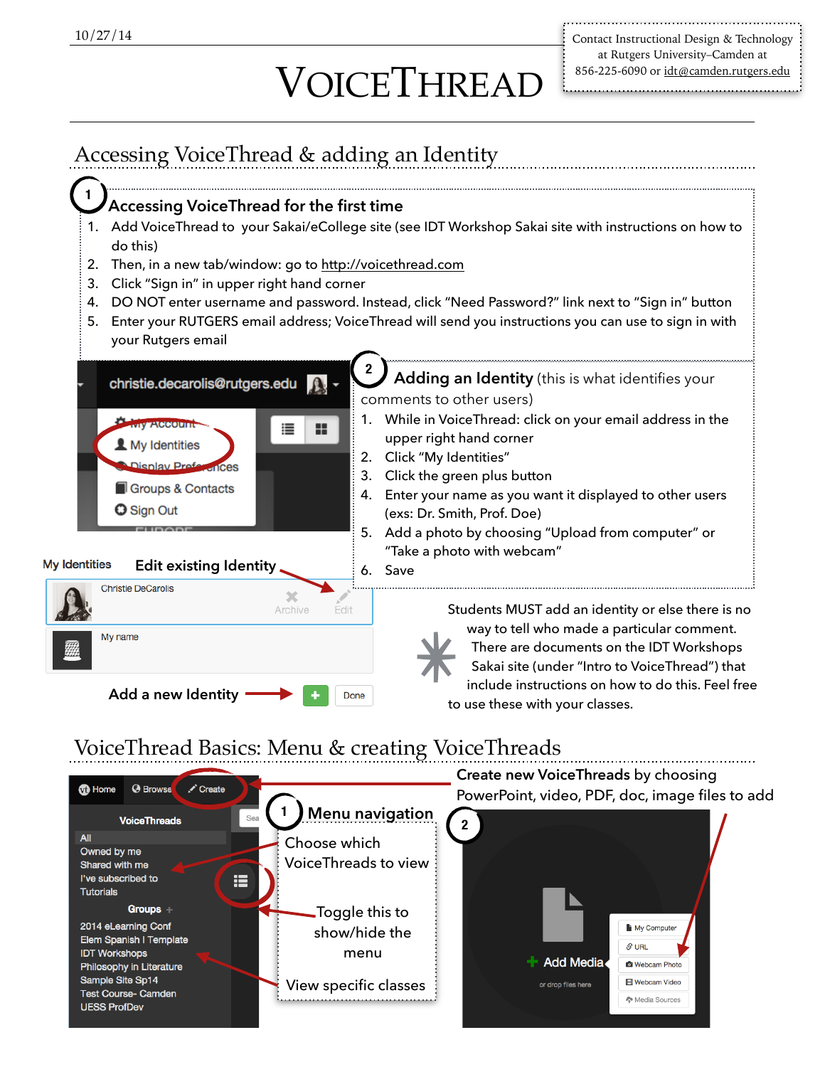10/27/14

Contact Instructional Design & Technology at Rutgers University–Camden at 856-225-6090 or idt@camden.rutgers.edu

# VoiceThread

## Accessing VoiceThread & adding an Identity

### 1 Accessing VoiceThread for the first time

1. Add VoiceThread to your Sakai/eCollege site (see IDT Workshop Sakai site with instructions on how to do this)
2. Then, in a new tab/window: go to http://voicethread.com
3. Click "Sign in" in upper right hand corner
4. DO NOT enter username and password. Instead, click "Need Password?" link next to "Sign in" button
5. Enter your RUTGERS email address; VoiceThread will send you instructions you can use to sign in with your Rutgers email

christie.decarolis@rutgers.edu

My Account
My Identities
Display Preferences
Groups & Contacts
Sign Out

### 2 Adding an Identity (this is what identifies your comments to other users)

1. While in VoiceThread: click on your email address in the upper right hand corner
2. Click "My Identities"
3. Click the green plus button
4. Enter your name as you want it displayed to other users (exs: Dr. Smith, Prof. Doe)
5. Add a photo by choosing "Upload from computer" or "Take a photo with webcam"
6. Save

My Identities — **Edit existing Identity**

Christie DeCarolis — Archive — Edit

My name

**Add a new Identity** → + Done

\* Students MUST add an identity or else there is no way to tell who made a particular comment. There are documents on the IDT Workshops Sakai site (under "Intro to VoiceThread") that include instructions on how to do this. Feel free to use these with your classes.

## VoiceThread Basics: Menu & creating VoiceThreads

Home | Browse | Create

VoiceThreads

All
Owned by me
Shared with me
I've subscribed to
Tutorials

Groups +

2014 eLearning Conf
Elem Spanish I Template
IDT Workshops
Philosophy in Literature
Sample Site Sp14
Test Course- Camden
UESS ProfDev

### 1 Menu navigation

Choose which VoiceThreads to view

Toggle this to show/hide the menu

View specific classes

### 2

**Create new VoiceThreads** by choosing PowerPoint, video, PDF, doc, image files to add

Add Media

or drop files here

My Computer
URL
Webcam Photo
Webcam Video
Media Sources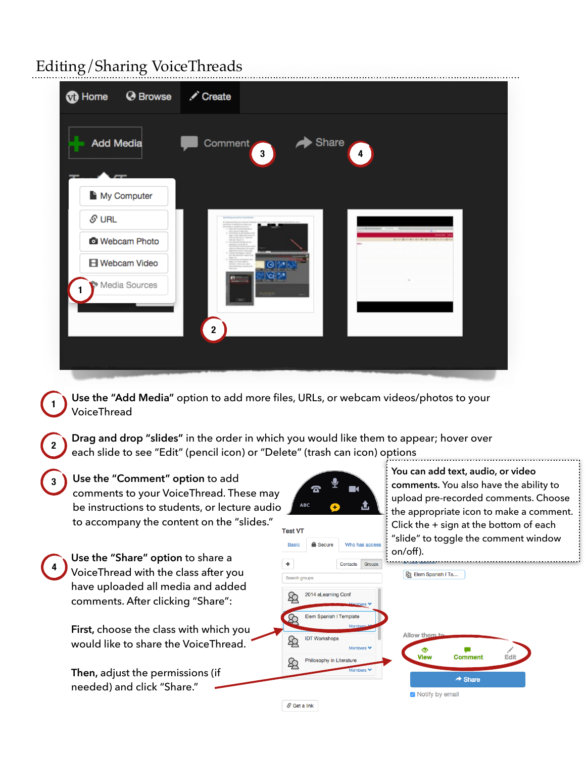# Editing/Sharing VoiceThreads

1. **Use the "Add Media"** option to add more files, URLs, or webcam videos/photos to your VoiceThread

2. **Drag and drop "slides"** in the order in which you would like them to appear; hover over each slide to see "Edit" (pencil icon) or "Delete" (trash can icon) options

3. **Use the "Comment" option** to add comments to your VoiceThread. These may be instructions to students, or lecture audio to accompany the content on the "slides."

**You can add text, audio, or video comments.** You also have the ability to upload pre-recorded comments. Choose the appropriate icon to make a comment. Click the + sign at the bottom of each "slide" to toggle the comment window on/off).

4. **Use the "Share" option** to share a VoiceThread with the class after you have uploaded all media and added comments. After clicking "Share":

**First,** choose the class with which you would like to share the VoiceThread.

**Then,** adjust the permissions (if needed) and click "Share."